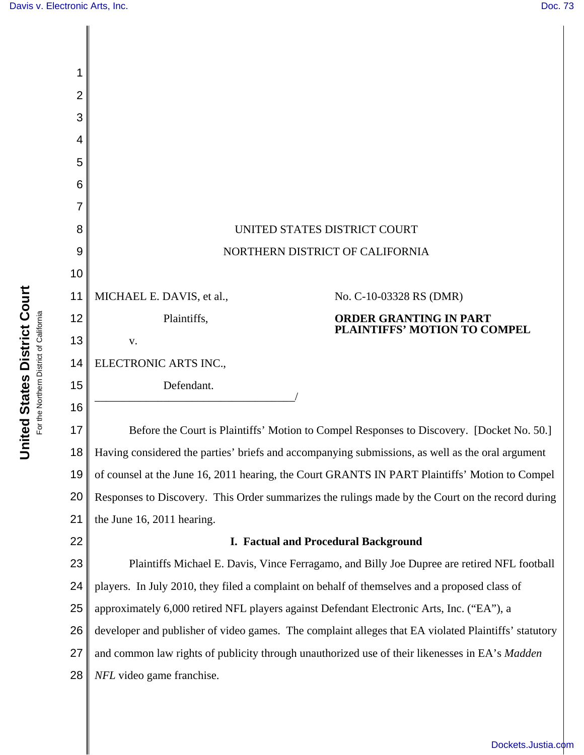UNITED STATES DISTRICT COURT

NORTHERN DISTRICT OF CALIFORNIA

MICHAEL E. DAVIS, et al.,

Plaintiffs,

v.

ELECTRONIC ARTS INC.,

Defendant.

___________________________________/

No. C-10-03328 RS (DMR)

**ORDER GRANTING IN PART PLAINTIFFS' MOTION TO COMPEL**

Before the Court is Plaintiffs' Motion to Compel Responses to Discovery. [Docket No. 50.] Having considered the parties' briefs and accompanying submissions, as well as the oral argument of counsel at the June 16, 2011 hearing, the Court GRANTS IN PART Plaintiffs' Motion to Compel Responses to Discovery. This Order summarizes the rulings made by the Court on the record during the June 16, 2011 hearing.

## I. Factual and Procedural Background

Plaintiffs Michael E. Davis, Vince Ferragamo, and Billy Joe Dupree are retired NFL football players. In July 2010, they filed a complaint on behalf of themselves and a proposed class of approximately 6,000 retired NFL players against Defendant Electronic Arts, Inc. ("EA"), a developer and publisher of video games. The complaint alleges that EA violated Plaintiffs' statutory and common law rights of publicity through unauthorized use of their likenesses in EA's *Madden NFL* video game franchise.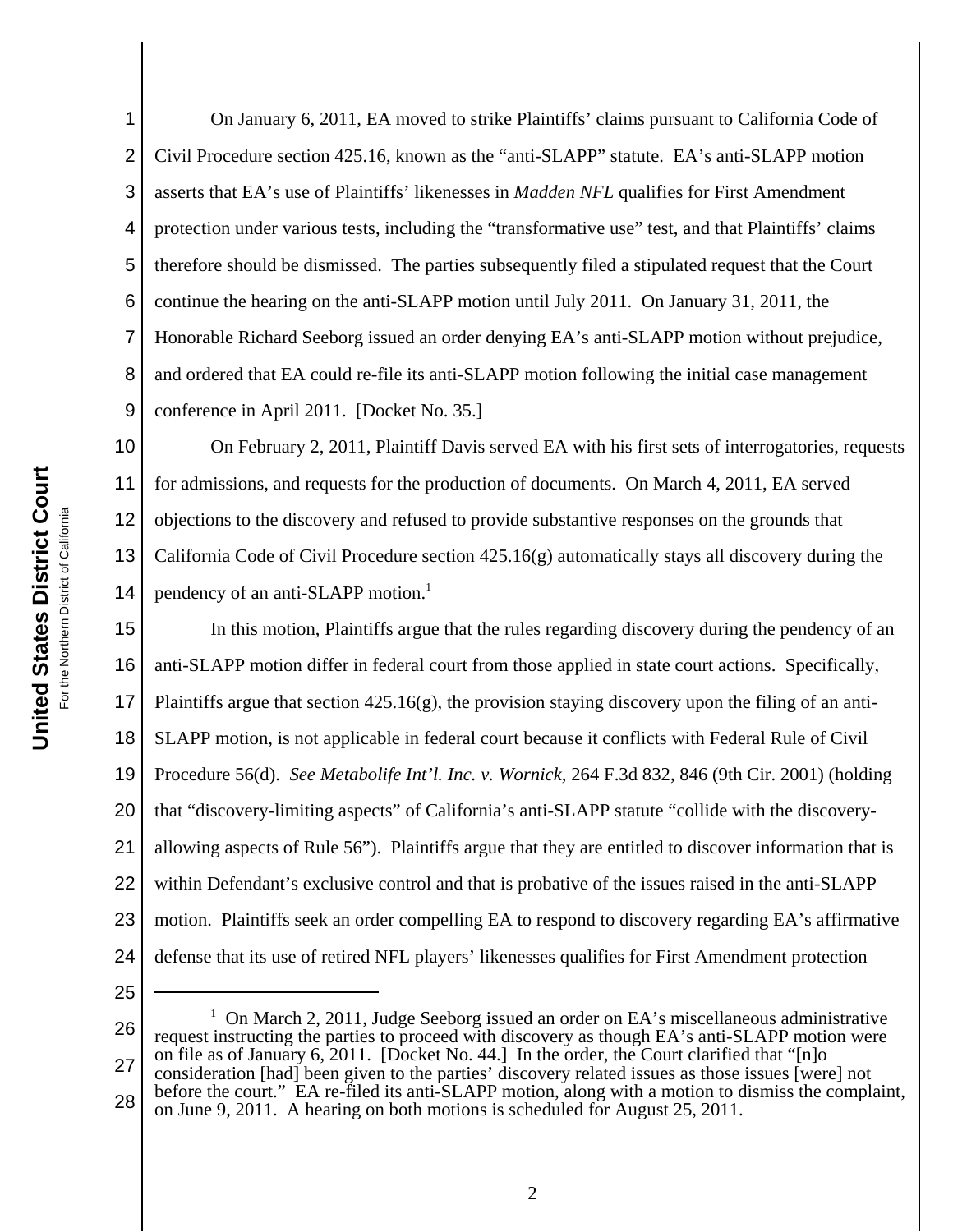On January 6, 2011, EA moved to strike Plaintiffs' claims pursuant to California Code of Civil Procedure section 425.16, known as the "anti-SLAPP" statute. EA's anti-SLAPP motion asserts that EA's use of Plaintiffs' likenesses in *Madden NFL* qualifies for First Amendment protection under various tests, including the "transformative use" test, and that Plaintiffs' claims therefore should be dismissed. The parties subsequently filed a stipulated request that the Court continue the hearing on the anti-SLAPP motion until July 2011. On January 31, 2011, the Honorable Richard Seeborg issued an order denying EA's anti-SLAPP motion without prejudice, and ordered that EA could re-file its anti-SLAPP motion following the initial case management conference in April 2011. [Docket No. 35.]

On February 2, 2011, Plaintiff Davis served EA with his first sets of interrogatories, requests for admissions, and requests for the production of documents. On March 4, 2011, EA served objections to the discovery and refused to provide substantive responses on the grounds that California Code of Civil Procedure section 425.16(g) automatically stays all discovery during the pendency of an anti-SLAPP motion.[1]

In this motion, Plaintiffs argue that the rules regarding discovery during the pendency of an anti-SLAPP motion differ in federal court from those applied in state court actions. Specifically, Plaintiffs argue that section 425.16(g), the provision staying discovery upon the filing of an anti-SLAPP motion, is not applicable in federal court because it conflicts with Federal Rule of Civil Procedure 56(d). *See Metabolife Int'l. Inc. v. Wornick*, 264 F.3d 832, 846 (9th Cir. 2001) (holding that "discovery-limiting aspects" of California's anti-SLAPP statute "collide with the discovery-allowing aspects of Rule 56"). Plaintiffs argue that they are entitled to discover information that is within Defendant's exclusive control and that is probative of the issues raised in the anti-SLAPP motion. Plaintiffs seek an order compelling EA to respond to discovery regarding EA's affirmative defense that its use of retired NFL players' likenesses qualifies for First Amendment protection

---

[1] On March 2, 2011, Judge Seeborg issued an order on EA's miscellaneous administrative request instructing the parties to proceed with discovery as though EA's anti-SLAPP motion were on file as of January 6, 2011. [Docket No. 44.] In the order, the Court clarified that "[n]o consideration [had] been given to the parties' discovery related issues as those issues [were] not before the court." EA re-filed its anti-SLAPP motion, along with a motion to dismiss the complaint, on June 9, 2011. A hearing on both motions is scheduled for August 25, 2011.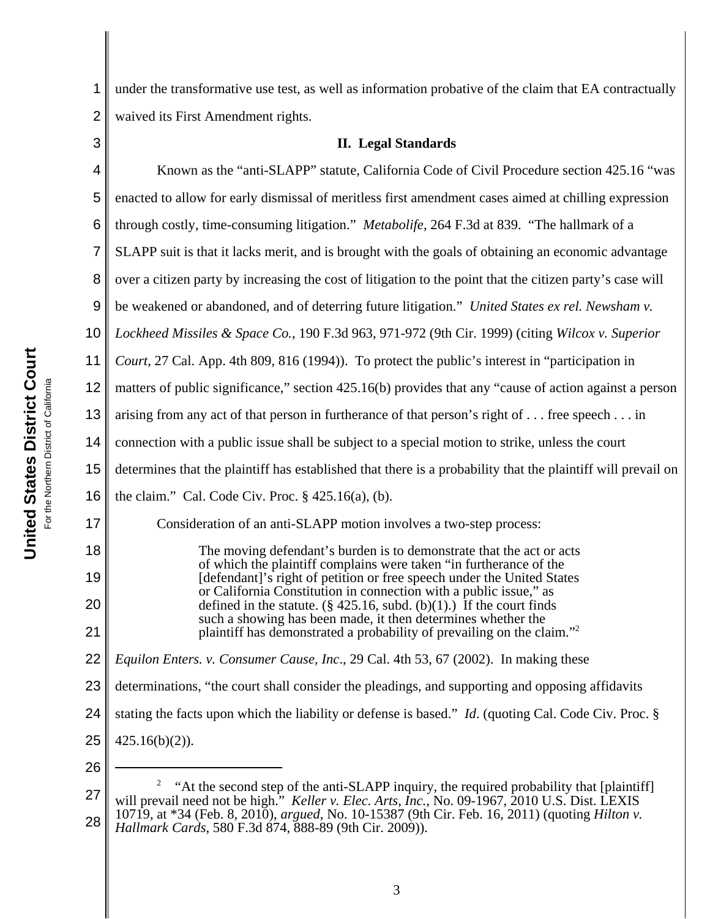under the transformative use test, as well as information probative of the claim that EA contractually waived its First Amendment rights.

## II. Legal Standards

Known as the "anti-SLAPP" statute, California Code of Civil Procedure section 425.16 "was enacted to allow for early dismissal of meritless first amendment cases aimed at chilling expression through costly, time-consuming litigation." *Metabolife*, 264 F.3d at 839. "The hallmark of a SLAPP suit is that it lacks merit, and is brought with the goals of obtaining an economic advantage over a citizen party by increasing the cost of litigation to the point that the citizen party's case will be weakened or abandoned, and of deterring future litigation." *United States ex rel. Newsham v. Lockheed Missiles & Space Co.*, 190 F.3d 963, 971-972 (9th Cir. 1999) (citing *Wilcox v. Superior Court*, 27 Cal. App. 4th 809, 816 (1994)). To protect the public's interest in "participation in matters of public significance," section 425.16(b) provides that any "cause of action against a person arising from any act of that person in furtherance of that person's right of . . . free speech . . . in connection with a public issue shall be subject to a special motion to strike, unless the court determines that the plaintiff has established that there is a probability that the plaintiff will prevail on the claim." Cal. Code Civ. Proc. § 425.16(a), (b).

Consideration of an anti-SLAPP motion involves a two-step process:

> The moving defendant's burden is to demonstrate that the act or acts of which the plaintiff complains were taken "in furtherance of the [defendant]'s right of petition or free speech under the United States or California Constitution in connection with a public issue," as defined in the statute. (§ 425.16, subd. (b)(1).) If the court finds such a showing has been made, it then determines whether the plaintiff has demonstrated a probability of prevailing on the claim."[2]

*Equilon Enters. v. Consumer Cause, Inc*., 29 Cal. 4th 53, 67 (2002). In making these determinations, "the court shall consider the pleadings, and supporting and opposing affidavits stating the facts upon which the liability or defense is based." *Id*. (quoting Cal. Code Civ. Proc. § 425.16(b)(2)).

---

[2] "At the second step of the anti-SLAPP inquiry, the required probability that [plaintiff] will prevail need not be high." *Keller v. Elec. Arts, Inc.*, No. 09-1967, 2010 U.S. Dist. LEXIS 10719, at *34 (Feb. 8, 2010), *argued*, No. 10-15387 (9th Cir. Feb. 16, 2011) (quoting *Hilton v. Hallmark Cards*, 580 F.3d 874, 888-89 (9th Cir. 2009)).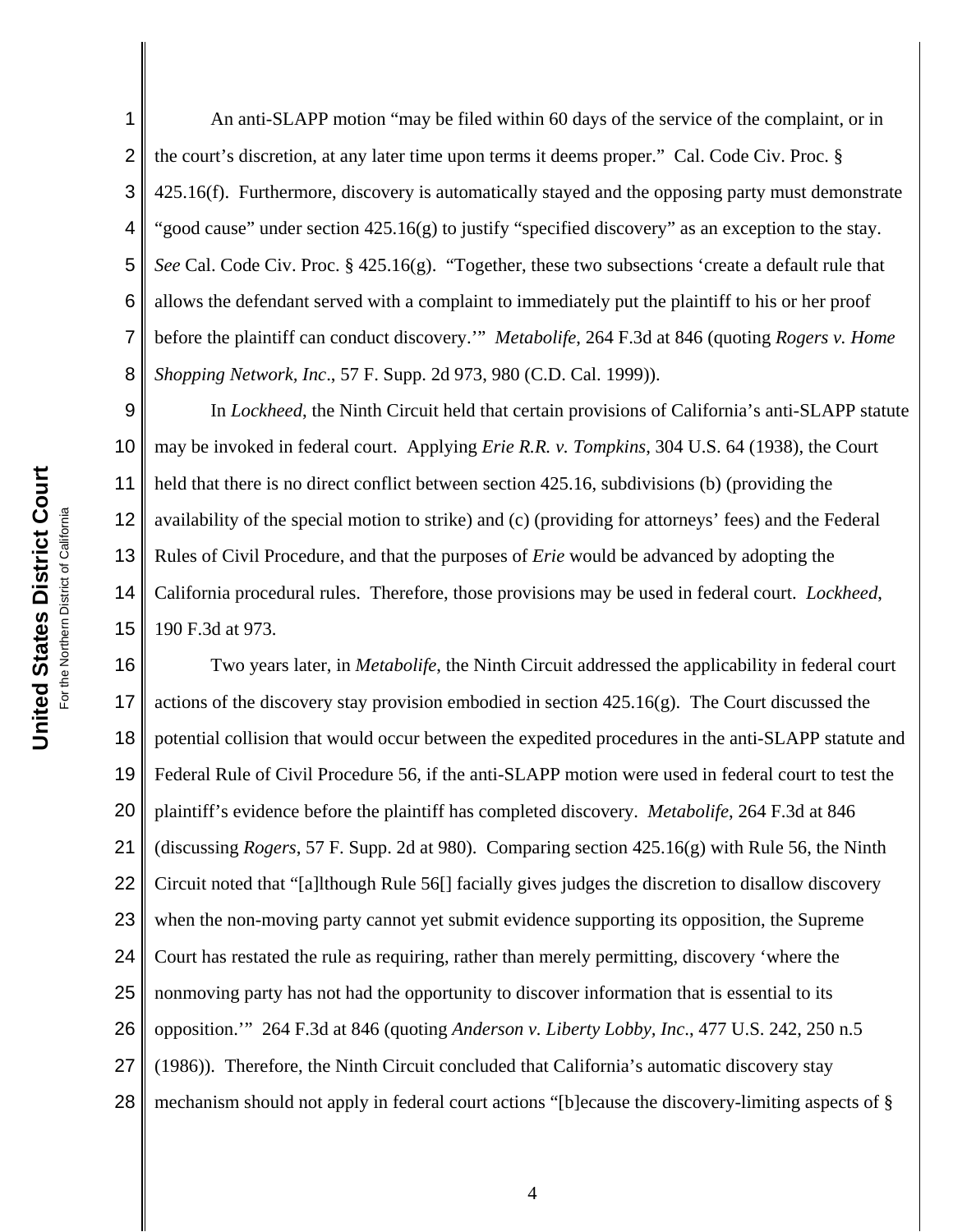An anti-SLAPP motion "may be filed within 60 days of the service of the complaint, or in the court's discretion, at any later time upon terms it deems proper." Cal. Code Civ. Proc. § 425.16(f). Furthermore, discovery is automatically stayed and the opposing party must demonstrate "good cause" under section 425.16(g) to justify "specified discovery" as an exception to the stay. *See* Cal. Code Civ. Proc. § 425.16(g). "Together, these two subsections 'create a default rule that allows the defendant served with a complaint to immediately put the plaintiff to his or her proof before the plaintiff can conduct discovery.'" *Metabolife*, 264 F.3d at 846 (quoting *Rogers v. Home Shopping Network, Inc*., 57 F. Supp. 2d 973, 980 (C.D. Cal. 1999)).

In *Lockheed*, the Ninth Circuit held that certain provisions of California's anti-SLAPP statute may be invoked in federal court. Applying *Erie R.R. v. Tompkins*, 304 U.S. 64 (1938), the Court held that there is no direct conflict between section 425.16, subdivisions (b) (providing the availability of the special motion to strike) and (c) (providing for attorneys' fees) and the Federal Rules of Civil Procedure, and that the purposes of *Erie* would be advanced by adopting the California procedural rules. Therefore, those provisions may be used in federal court. *Lockheed*, 190 F.3d at 973.

Two years later, in *Metabolife*, the Ninth Circuit addressed the applicability in federal court actions of the discovery stay provision embodied in section 425.16(g). The Court discussed the potential collision that would occur between the expedited procedures in the anti-SLAPP statute and Federal Rule of Civil Procedure 56, if the anti-SLAPP motion were used in federal court to test the plaintiff's evidence before the plaintiff has completed discovery. *Metabolife*, 264 F.3d at 846 (discussing *Rogers*, 57 F. Supp. 2d at 980). Comparing section 425.16(g) with Rule 56, the Ninth Circuit noted that "[a]lthough Rule 56[] facially gives judges the discretion to disallow discovery when the non-moving party cannot yet submit evidence supporting its opposition, the Supreme Court has restated the rule as requiring, rather than merely permitting, discovery 'where the nonmoving party has not had the opportunity to discover information that is essential to its opposition.'" 264 F.3d at 846 (quoting *Anderson v. Liberty Lobby, Inc*., 477 U.S. 242, 250 n.5 (1986)). Therefore, the Ninth Circuit concluded that California's automatic discovery stay mechanism should not apply in federal court actions "[b]ecause the discovery-limiting aspects of §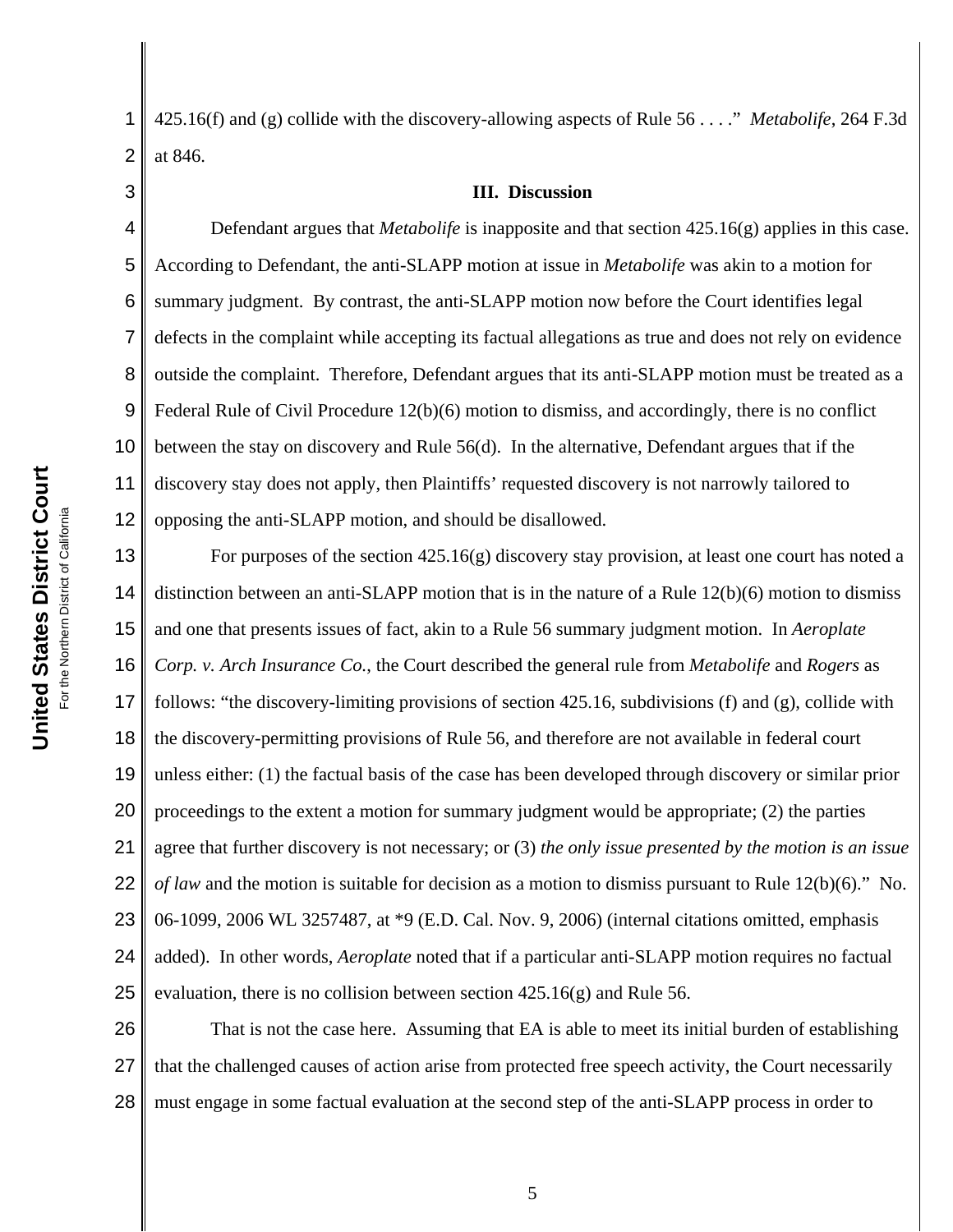425.16(f) and (g) collide with the discovery-allowing aspects of Rule 56 . . . ." *Metabolife*, 264 F.3d at 846.

### III. Discussion

Defendant argues that *Metabolife* is inapposite and that section 425.16(g) applies in this case. According to Defendant, the anti-SLAPP motion at issue in *Metabolife* was akin to a motion for summary judgment. By contrast, the anti-SLAPP motion now before the Court identifies legal defects in the complaint while accepting its factual allegations as true and does not rely on evidence outside the complaint. Therefore, Defendant argues that its anti-SLAPP motion must be treated as a Federal Rule of Civil Procedure 12(b)(6) motion to dismiss, and accordingly, there is no conflict between the stay on discovery and Rule 56(d). In the alternative, Defendant argues that if the discovery stay does not apply, then Plaintiffs' requested discovery is not narrowly tailored to opposing the anti-SLAPP motion, and should be disallowed.

For purposes of the section 425.16(g) discovery stay provision, at least one court has noted a distinction between an anti-SLAPP motion that is in the nature of a Rule 12(b)(6) motion to dismiss and one that presents issues of fact, akin to a Rule 56 summary judgment motion. In *Aeroplate Corp. v. Arch Insurance Co.*, the Court described the general rule from *Metabolife* and *Rogers* as follows: "the discovery-limiting provisions of section 425.16, subdivisions (f) and (g), collide with the discovery-permitting provisions of Rule 56, and therefore are not available in federal court unless either: (1) the factual basis of the case has been developed through discovery or similar prior proceedings to the extent a motion for summary judgment would be appropriate; (2) the parties agree that further discovery is not necessary; or (3) *the only issue presented by the motion is an issue of law* and the motion is suitable for decision as a motion to dismiss pursuant to Rule 12(b)(6)." No. 06-1099, 2006 WL 3257487, at *9 (E.D. Cal. Nov. 9, 2006) (internal citations omitted, emphasis added). In other words, *Aeroplate* noted that if a particular anti-SLAPP motion requires no factual evaluation, there is no collision between section 425.16(g) and Rule 56.

That is not the case here. Assuming that EA is able to meet its initial burden of establishing that the challenged causes of action arise from protected free speech activity, the Court necessarily must engage in some factual evaluation at the second step of the anti-SLAPP process in order to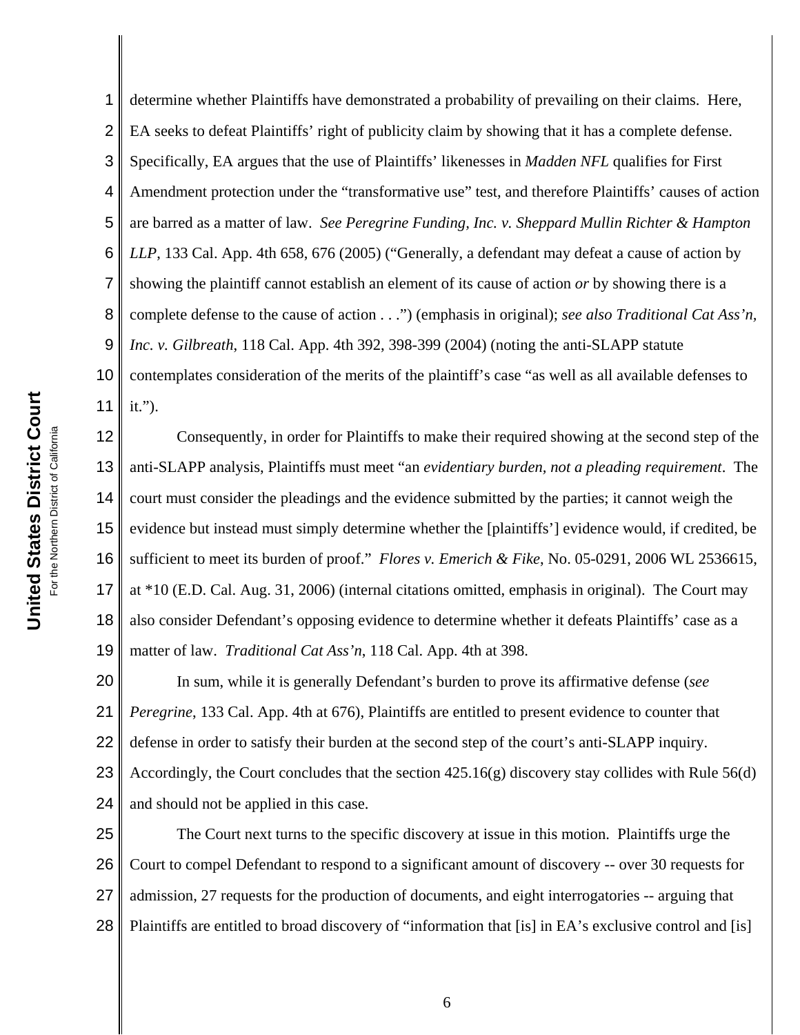determine whether Plaintiffs have demonstrated a probability of prevailing on their claims. Here, EA seeks to defeat Plaintiffs' right of publicity claim by showing that it has a complete defense. Specifically, EA argues that the use of Plaintiffs' likenesses in *Madden NFL* qualifies for First Amendment protection under the "transformative use" test, and therefore Plaintiffs' causes of action are barred as a matter of law. *See Peregrine Funding, Inc. v. Sheppard Mullin Richter & Hampton LLP*, 133 Cal. App. 4th 658, 676 (2005) ("Generally, a defendant may defeat a cause of action by showing the plaintiff cannot establish an element of its cause of action *or* by showing there is a complete defense to the cause of action . . .") (emphasis in original); *see also Traditional Cat Ass'n, Inc. v. Gilbreath*, 118 Cal. App. 4th 392, 398-399 (2004) (noting the anti-SLAPP statute contemplates consideration of the merits of the plaintiff's case "as well as all available defenses to it.").

Consequently, in order for Plaintiffs to make their required showing at the second step of the anti-SLAPP analysis, Plaintiffs must meet "an *evidentiary burden, not a pleading requirement*. The court must consider the pleadings and the evidence submitted by the parties; it cannot weigh the evidence but instead must simply determine whether the [plaintiffs'] evidence would, if credited, be sufficient to meet its burden of proof." *Flores v. Emerich & Fike*, No. 05-0291, 2006 WL 2536615, at *10 (E.D. Cal. Aug. 31, 2006) (internal citations omitted, emphasis in original). The Court may also consider Defendant's opposing evidence to determine whether it defeats Plaintiffs' case as a matter of law. *Traditional Cat Ass'n*, 118 Cal. App. 4th at 398.

In sum, while it is generally Defendant's burden to prove its affirmative defense (*see Peregrine*, 133 Cal. App. 4th at 676), Plaintiffs are entitled to present evidence to counter that defense in order to satisfy their burden at the second step of the court's anti-SLAPP inquiry. Accordingly, the Court concludes that the section 425.16(g) discovery stay collides with Rule 56(d) and should not be applied in this case.

The Court next turns to the specific discovery at issue in this motion. Plaintiffs urge the Court to compel Defendant to respond to a significant amount of discovery -- over 30 requests for admission, 27 requests for the production of documents, and eight interrogatories -- arguing that Plaintiffs are entitled to broad discovery of "information that [is] in EA's exclusive control and [is]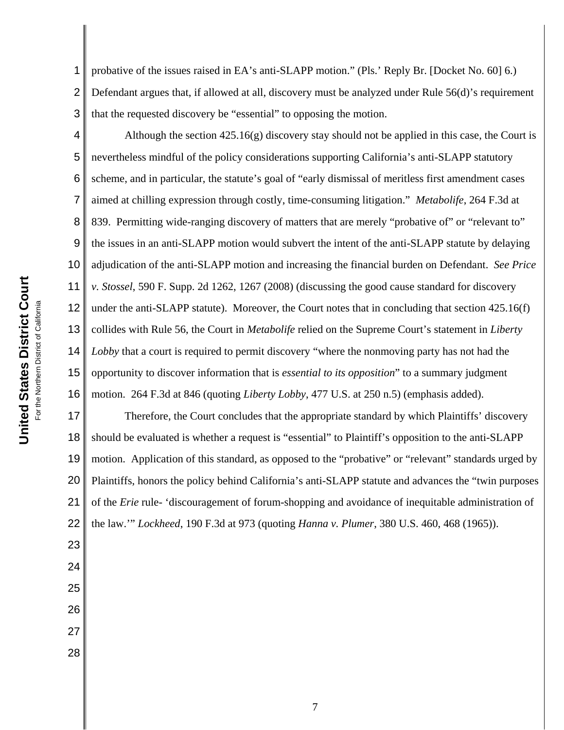probative of the issues raised in EA's anti-SLAPP motion." (Pls.' Reply Br. [Docket No. 60] 6.) Defendant argues that, if allowed at all, discovery must be analyzed under Rule 56(d)'s requirement that the requested discovery be "essential" to opposing the motion.

Although the section 425.16(g) discovery stay should not be applied in this case, the Court is nevertheless mindful of the policy considerations supporting California's anti-SLAPP statutory scheme, and in particular, the statute's goal of "early dismissal of meritless first amendment cases aimed at chilling expression through costly, time-consuming litigation." *Metabolife*, 264 F.3d at 839. Permitting wide-ranging discovery of matters that are merely "probative of" or "relevant to" the issues in an anti-SLAPP motion would subvert the intent of the anti-SLAPP statute by delaying adjudication of the anti-SLAPP motion and increasing the financial burden on Defendant. *See Price v. Stossel*, 590 F. Supp. 2d 1262, 1267 (2008) (discussing the good cause standard for discovery under the anti-SLAPP statute). Moreover, the Court notes that in concluding that section 425.16(f) collides with Rule 56, the Court in *Metabolife* relied on the Supreme Court's statement in *Liberty Lobby* that a court is required to permit discovery "where the nonmoving party has not had the opportunity to discover information that is *essential to its opposition*" to a summary judgment motion. 264 F.3d at 846 (quoting *Liberty Lobby*, 477 U.S. at 250 n.5) (emphasis added).

Therefore, the Court concludes that the appropriate standard by which Plaintiffs' discovery should be evaluated is whether a request is "essential" to Plaintiff's opposition to the anti-SLAPP motion. Application of this standard, as opposed to the "probative" or "relevant" standards urged by Plaintiffs, honors the policy behind California's anti-SLAPP statute and advances the "twin purposes of the *Erie* rule- 'discouragement of forum-shopping and avoidance of inequitable administration of the law.'" *Lockheed*, 190 F.3d at 973 (quoting *Hanna v. Plumer*, 380 U.S. 460, 468 (1965)).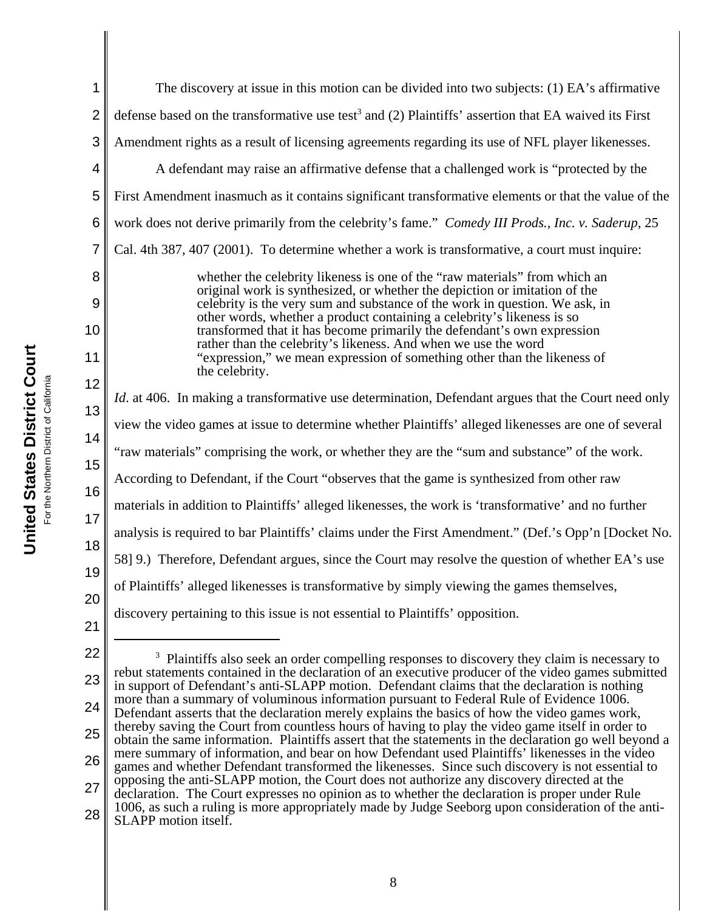The discovery at issue in this motion can be divided into two subjects: (1) EA's affirmative defense based on the transformative use test[3] and (2) Plaintiffs' assertion that EA waived its First Amendment rights as a result of licensing agreements regarding its use of NFL player likenesses.

A defendant may raise an affirmative defense that a challenged work is "protected by the First Amendment inasmuch as it contains significant transformative elements or that the value of the work does not derive primarily from the celebrity's fame." *Comedy III Prods., Inc. v. Saderup*, 25 Cal. 4th 387, 407 (2001). To determine whether a work is transformative, a court must inquire:

> whether the celebrity likeness is one of the "raw materials" from which an original work is synthesized, or whether the depiction or imitation of the celebrity is the very sum and substance of the work in question. We ask, in other words, whether a product containing a celebrity's likeness is so transformed that it has become primarily the defendant's own expression rather than the celebrity's likeness. And when we use the word "expression," we mean expression of something other than the likeness of the celebrity.

*Id*. at 406. In making a transformative use determination, Defendant argues that the Court need only view the video games at issue to determine whether Plaintiffs' alleged likenesses are one of several "raw materials" comprising the work, or whether they are the "sum and substance" of the work. According to Defendant, if the Court "observes that the game is synthesized from other raw materials in addition to Plaintiffs' alleged likenesses, the work is 'transformative' and no further analysis is required to bar Plaintiffs' claims under the First Amendment." (Def.'s Opp'n [Docket No. 58] 9.) Therefore, Defendant argues, since the Court may resolve the question of whether EA's use of Plaintiffs' alleged likenesses is transformative by simply viewing the games themselves, discovery pertaining to this issue is not essential to Plaintiffs' opposition.

---

[3] Plaintiffs also seek an order compelling responses to discovery they claim is necessary to rebut statements contained in the declaration of an executive producer of the video games submitted in support of Defendant's anti-SLAPP motion. Defendant claims that the declaration is nothing more than a summary of voluminous information pursuant to Federal Rule of Evidence 1006. Defendant asserts that the declaration merely explains the basics of how the video games work, thereby saving the Court from countless hours of having to play the video game itself in order to obtain the same information. Plaintiffs assert that the statements in the declaration go well beyond a mere summary of information, and bear on how Defendant used Plaintiffs' likenesses in the video games and whether Defendant transformed the likenesses. Since such discovery is not essential to opposing the anti-SLAPP motion, the Court does not authorize any discovery directed at the declaration. The Court expresses no opinion as to whether the declaration is proper under Rule 1006, as such a ruling is more appropriately made by Judge Seeborg upon consideration of the anti-SLAPP motion itself.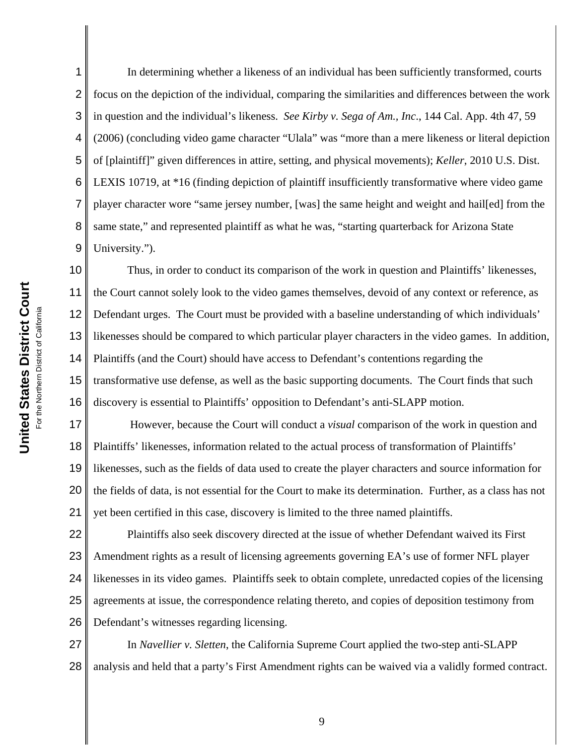In determining whether a likeness of an individual has been sufficiently transformed, courts focus on the depiction of the individual, comparing the similarities and differences between the work in question and the individual's likeness. *See Kirby v. Sega of Am., Inc*., 144 Cal. App. 4th 47, 59 (2006) (concluding video game character "Ulala" was "more than a mere likeness or literal depiction of [plaintiff]" given differences in attire, setting, and physical movements); *Keller*, 2010 U.S. Dist. LEXIS 10719, at *16 (finding depiction of plaintiff insufficiently transformative where video game player character wore "same jersey number, [was] the same height and weight and hail[ed] from the same state," and represented plaintiff as what he was, "starting quarterback for Arizona State University.").

Thus, in order to conduct its comparison of the work in question and Plaintiffs' likenesses, the Court cannot solely look to the video games themselves, devoid of any context or reference, as Defendant urges. The Court must be provided with a baseline understanding of which individuals' likenesses should be compared to which particular player characters in the video games. In addition, Plaintiffs (and the Court) should have access to Defendant's contentions regarding the transformative use defense, as well as the basic supporting documents. The Court finds that such discovery is essential to Plaintiffs' opposition to Defendant's anti-SLAPP motion.

However, because the Court will conduct a *visual* comparison of the work in question and Plaintiffs' likenesses, information related to the actual process of transformation of Plaintiffs' likenesses, such as the fields of data used to create the player characters and source information for the fields of data, is not essential for the Court to make its determination. Further, as a class has not yet been certified in this case, discovery is limited to the three named plaintiffs.

Plaintiffs also seek discovery directed at the issue of whether Defendant waived its First Amendment rights as a result of licensing agreements governing EA's use of former NFL player likenesses in its video games. Plaintiffs seek to obtain complete, unredacted copies of the licensing agreements at issue, the correspondence relating thereto, and copies of deposition testimony from Defendant's witnesses regarding licensing.

In *Navellier v. Sletten*, the California Supreme Court applied the two-step anti-SLAPP analysis and held that a party's First Amendment rights can be waived via a validly formed contract.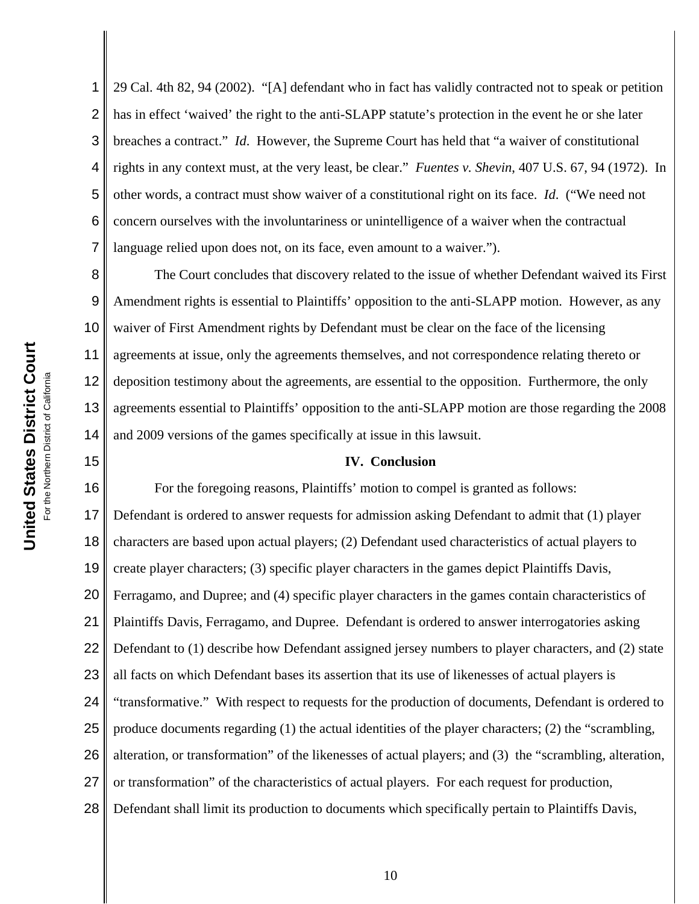29 Cal. 4th 82, 94 (2002). "[A] defendant who in fact has validly contracted not to speak or petition has in effect 'waived' the right to the anti-SLAPP statute's protection in the event he or she later breaches a contract." *Id*. However, the Supreme Court has held that "a waiver of constitutional rights in any context must, at the very least, be clear." *Fuentes v. Shevin*, 407 U.S. 67, 94 (1972). In other words, a contract must show waiver of a constitutional right on its face. *Id*. ("We need not concern ourselves with the involuntariness or unintelligence of a waiver when the contractual language relied upon does not, on its face, even amount to a waiver.").

The Court concludes that discovery related to the issue of whether Defendant waived its First Amendment rights is essential to Plaintiffs' opposition to the anti-SLAPP motion. However, as any waiver of First Amendment rights by Defendant must be clear on the face of the licensing agreements at issue, only the agreements themselves, and not correspondence relating thereto or deposition testimony about the agreements, are essential to the opposition. Furthermore, the only agreements essential to Plaintiffs' opposition to the anti-SLAPP motion are those regarding the 2008 and 2009 versions of the games specifically at issue in this lawsuit.

## IV. Conclusion

For the foregoing reasons, Plaintiffs' motion to compel is granted as follows: Defendant is ordered to answer requests for admission asking Defendant to admit that (1) player characters are based upon actual players; (2) Defendant used characteristics of actual players to create player characters; (3) specific player characters in the games depict Plaintiffs Davis, Ferragamo, and Dupree; and (4) specific player characters in the games contain characteristics of Plaintiffs Davis, Ferragamo, and Dupree. Defendant is ordered to answer interrogatories asking Defendant to (1) describe how Defendant assigned jersey numbers to player characters, and (2) state all facts on which Defendant bases its assertion that its use of likenesses of actual players is "transformative." With respect to requests for the production of documents, Defendant is ordered to produce documents regarding (1) the actual identities of the player characters; (2) the "scrambling, alteration, or transformation" of the likenesses of actual players; and (3) the "scrambling, alteration, or transformation" of the characteristics of actual players. For each request for production, Defendant shall limit its production to documents which specifically pertain to Plaintiffs Davis,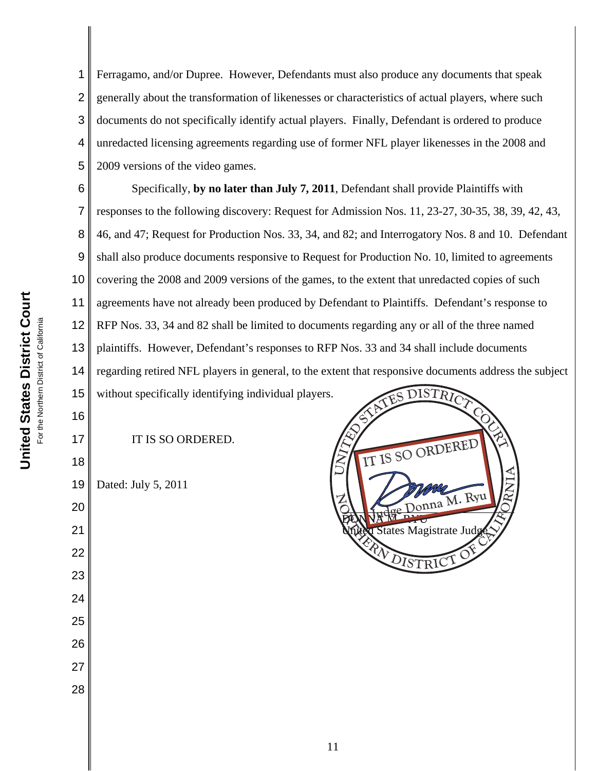Ferragamo, and/or Dupree. However, Defendants must also produce any documents that speak generally about the transformation of likenesses or characteristics of actual players, where such documents do not specifically identify actual players. Finally, Defendant is ordered to produce unredacted licensing agreements regarding use of former NFL player likenesses in the 2008 and 2009 versions of the video games.

Specifically, **by no later than July 7, 2011**, Defendant shall provide Plaintiffs with responses to the following discovery: Request for Admission Nos. 11, 23-27, 30-35, 38, 39, 42, 43, 46, and 47; Request for Production Nos. 33, 34, and 82; and Interrogatory Nos. 8 and 10. Defendant shall also produce documents responsive to Request for Production No. 10, limited to agreements covering the 2008 and 2009 versions of the games, to the extent that unredacted copies of such agreements have not already been produced by Defendant to Plaintiffs. Defendant's response to RFP Nos. 33, 34 and 82 shall be limited to documents regarding any or all of the three named plaintiffs. However, Defendant's responses to RFP Nos. 33 and 34 shall include documents regarding retired NFL players in general, to the extent that responsive documents address the subject without specifically identifying individual players.

IT IS SO ORDERED.

Dated: July 5, 2011

UNITED STATES DISTRICT COURT
NORTHERN DISTRICT OF CALIFORNIA
IT IS SO ORDERED
Judge Donna M. Ryu

DONNA M. RYU
United States Magistrate Judge